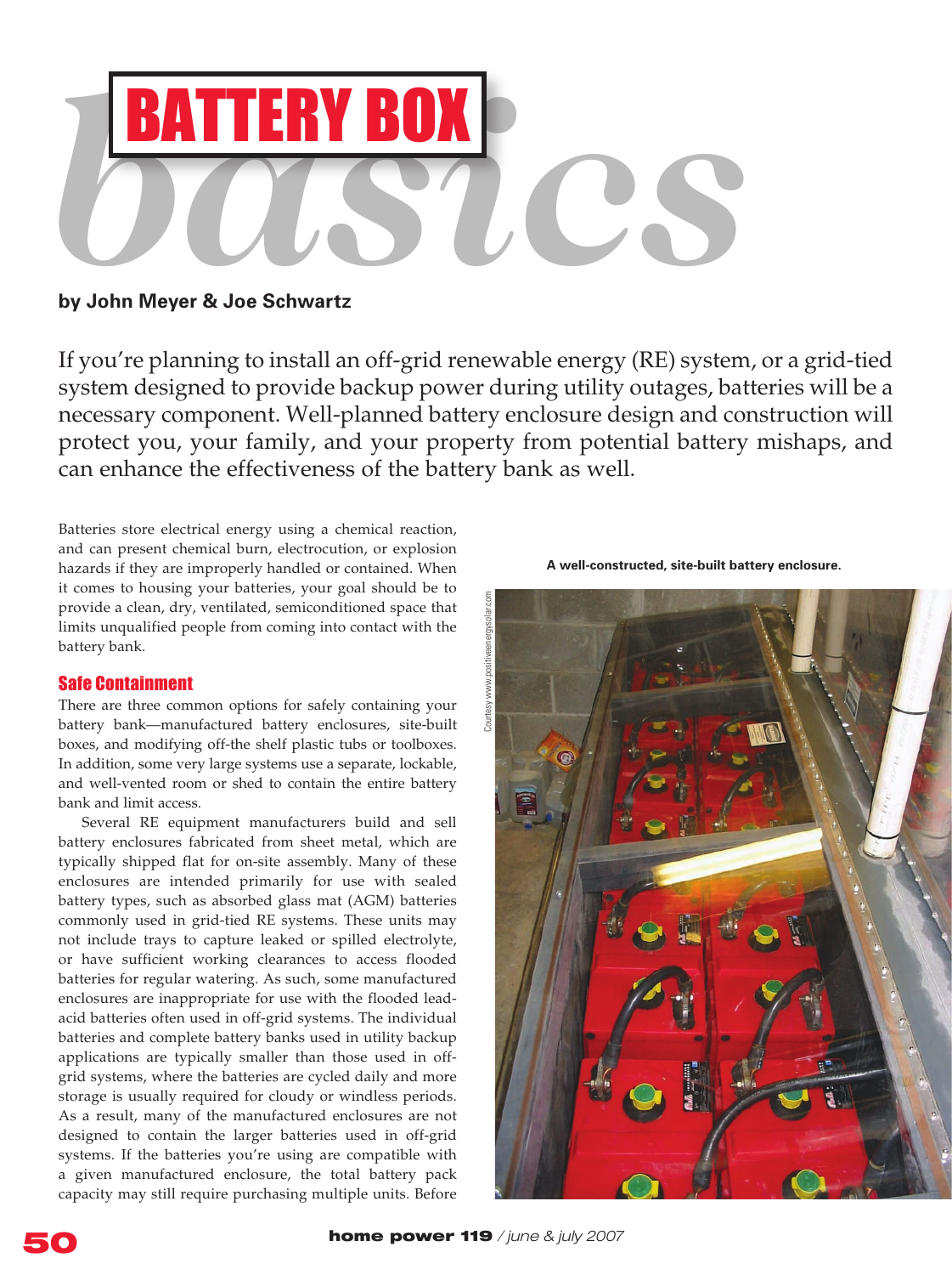# BATTERY BOX basics

**by John Meyer & Joe Schwartz**

If you're planning to install an off-grid renewable energy (RE) system, or a grid-tied system designed to provide backup power during utility outages, batteries will be a necessary component. Well-planned battery enclosure design and construction will protect you, your family, and your property from potential battery mishaps, and can enhance the effectiveness of the battery bank as well.

Batteries store electrical energy using a chemical reaction, and can present chemical burn, electrocution, or explosion hazards if they are improperly handled or contained. When it comes to housing your batteries, your goal should be to provide a clean, dry, ventilated, semiconditioned space that limits unqualified people from coming into contact with the battery bank.

## Safe Containment

There are three common options for safely containing your battery bank—manufactured battery enclosures, site-built boxes, and modifying off-the shelf plastic tubs or toolboxes. In addition, some very large systems use a separate, lockable, and well-vented room or shed to contain the entire battery bank and limit access.

Several RE equipment manufacturers build and sell battery enclosures fabricated from sheet metal, which are typically shipped flat for on-site assembly. Many of these enclosures are intended primarily for use with sealed battery types, such as absorbed glass mat (AGM) batteries commonly used in grid-tied RE systems. These units may not include trays to capture leaked or spilled electrolyte, or have sufficient working clearances to access flooded batteries for regular watering. As such, some manufactured enclosures are inappropriate for use with the flooded lead-acid batteries often used in off-grid systems. The individual batteries and complete battery banks used in utility backup applications are typically smaller than those used in off-grid systems, where the batteries are cycled daily and more storage is usually required for cloudy or windless periods. As a result, many of the manufactured enclosures are not designed to contain the larger batteries used in off-grid systems. If the batteries you're using are compatible with a given manufactured enclosure, the total battery pack capacity may still require purchasing multiple units. Before

A well-constructed, site-built battery enclosure.

Courtesy www.positiveenergysolar.com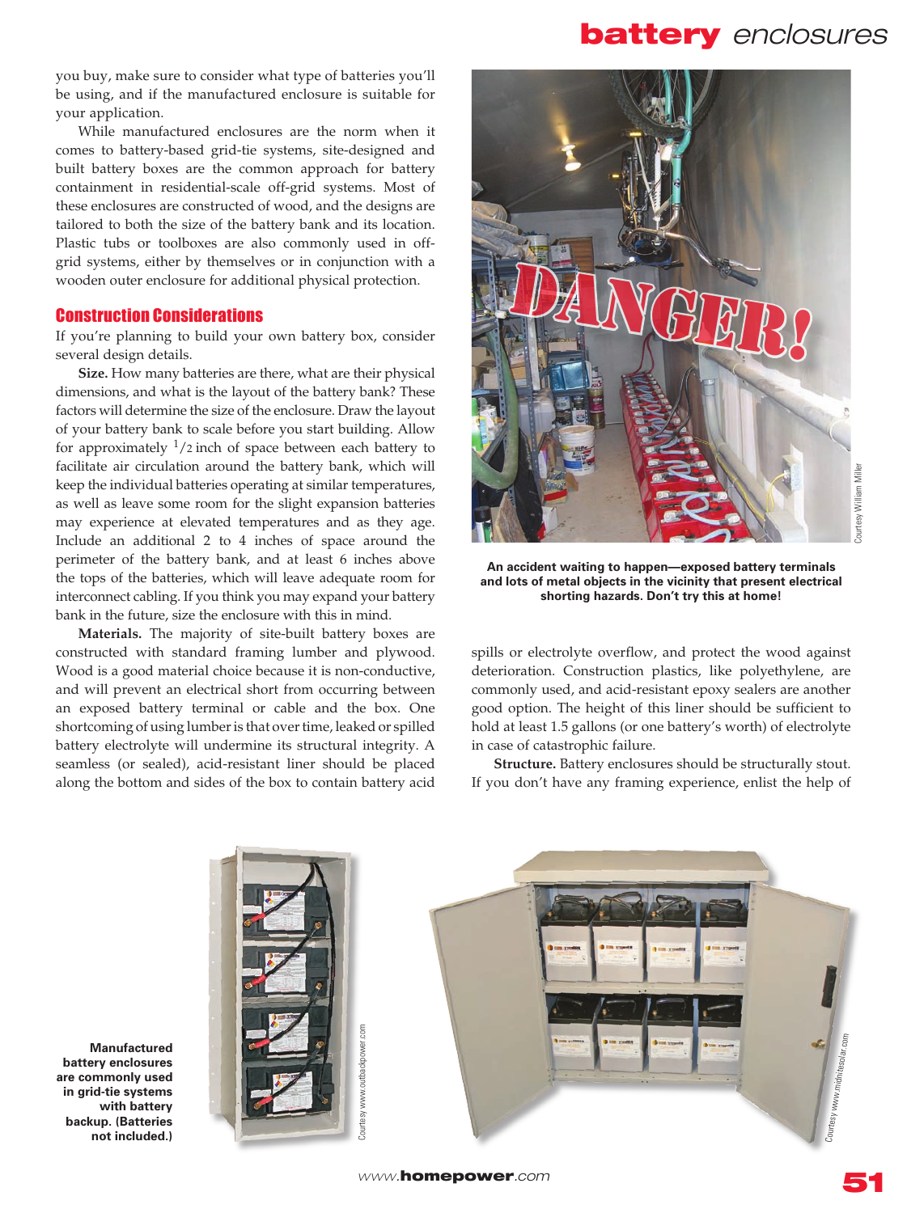you buy, make sure to consider what type of batteries you'll be using, and if the manufactured enclosure is suitable for your application.

While manufactured enclosures are the norm when it comes to battery-based grid-tie systems, site-designed and built battery boxes are the common approach for battery containment in residential-scale off-grid systems. Most of these enclosures are constructed of wood, and the designs are tailored to both the size of the battery bank and its location. Plastic tubs or toolboxes are also commonly used in off-grid systems, either by themselves or in conjunction with a wooden outer enclosure for additional physical protection.

## Construction Considerations

If you're planning to build your own battery box, consider several design details.

**Size.** How many batteries are there, what are their physical dimensions, and what is the layout of the battery bank? These factors will determine the size of the enclosure. Draw the layout of your battery bank to scale before you start building. Allow for approximately 1/2 inch of space between each battery to facilitate air circulation around the battery bank, which will keep the individual batteries operating at similar temperatures, as well as leave some room for the slight expansion batteries may experience at elevated temperatures and as they age. Include an additional 2 to 4 inches of space around the perimeter of the battery bank, and at least 6 inches above the tops of the batteries, which will leave adequate room for interconnect cabling. If you think you may expand your battery bank in the future, size the enclosure with this in mind.

**Materials.** The majority of site-built battery boxes are constructed with standard framing lumber and plywood. Wood is a good material choice because it is non-conductive, and will prevent an electrical short from occurring between an exposed battery terminal or cable and the box. One shortcoming of using lumber is that over time, leaked or spilled battery electrolyte will undermine its structural integrity. A seamless (or sealed), acid-resistant liner should be placed along the bottom and sides of the box to contain battery acid spills or electrolyte overflow, and protect the wood against deterioration. Construction plastics, like polyethylene, are commonly used, and acid-resistant epoxy sealers are another good option. The height of this liner should be sufficient to hold at least 1.5 gallons (or one battery's worth) of electrolyte in case of catastrophic failure.

**Structure.** Battery enclosures should be structurally stout. If you don't have any framing experience, enlist the help of

DANGER!

Courtesy William Miller

**An accident waiting to happen—exposed battery terminals and lots of metal objects in the vicinity that present electrical shorting hazards. Don't try this at home!**

Courtesy www.outbackpower.com

Courtesy www.midnitesolar.com

**Manufactured battery enclosures are commonly used in grid-tie systems with battery backup. (Batteries not included.)**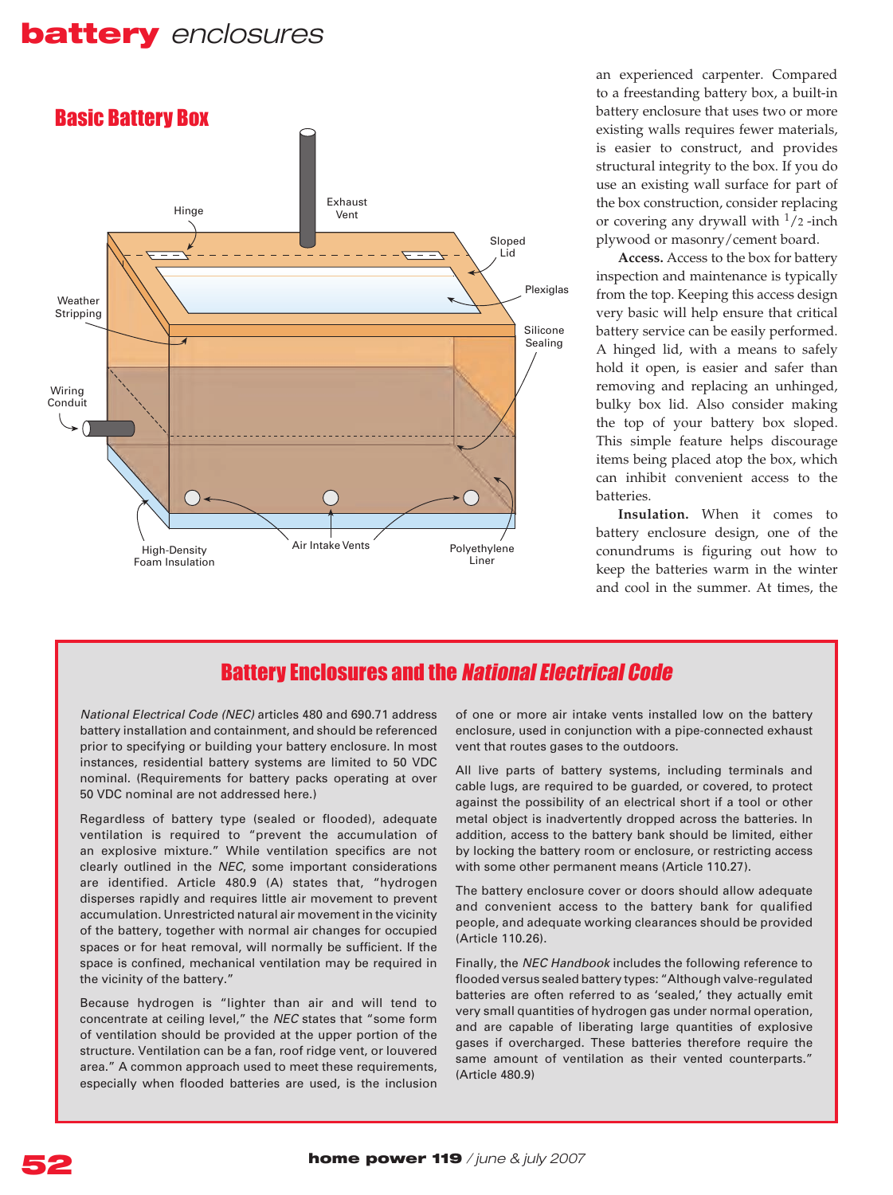## Basic Battery Box

Hinge

Exhaust Vent

Sloped Lid

Plexiglas

Weather Stripping

Silicone Sealing

Wiring Conduit

High-Density Foam Insulation

Air Intake Vents

Polyethylene Liner

an experienced carpenter. Compared to a freestanding battery box, a built-in battery enclosure that uses two or more existing walls requires fewer materials, is easier to construct, and provides structural integrity to the box. If you do use an existing wall surface for part of the box construction, consider replacing or covering any drywall with 1/2-inch plywood or masonry/cement board.

**Access.** Access to the box for battery inspection and maintenance is typically from the top. Keeping this access design very basic will help ensure that critical battery service can be easily performed. A hinged lid, with a means to safely hold it open, is easier and safer than removing and replacing an unhinged, bulky box lid. Also consider making the top of your battery box sloped. This simple feature helps discourage items being placed atop the box, which can inhibit convenient access to the batteries.

**Insulation.** When it comes to battery enclosure design, one of the conundrums is figuring out how to keep the batteries warm in the winter and cool in the summer. At times, the

## Battery Enclosures and the *National Electrical Code*

*National Electrical Code (NEC)* articles 480 and 690.71 address battery installation and containment, and should be referenced prior to specifying or building your battery enclosure. In most instances, residential battery systems are limited to 50 VDC nominal. (Requirements for battery packs operating at over 50 VDC nominal are not addressed here.)

Regardless of battery type (sealed or flooded), adequate ventilation is required to "prevent the accumulation of an explosive mixture." While ventilation specifics are not clearly outlined in the *NEC*, some important considerations are identified. Article 480.9 (A) states that, "hydrogen disperses rapidly and requires little air movement to prevent accumulation. Unrestricted natural air movement in the vicinity of the battery, together with normal air changes for occupied spaces or for heat removal, will normally be sufficient. If the space is confined, mechanical ventilation may be required in the vicinity of the battery."

Because hydrogen is "lighter than air and will tend to concentrate at ceiling level," the *NEC* states that "some form of ventilation should be provided at the upper portion of the structure. Ventilation can be a fan, roof ridge vent, or louvered area." A common approach used to meet these requirements, especially when flooded batteries are used, is the inclusion of one or more air intake vents installed low on the battery enclosure, used in conjunction with a pipe-connected exhaust vent that routes gases to the outdoors.

All live parts of battery systems, including terminals and cable lugs, are required to be guarded, or covered, to protect against the possibility of an electrical short if a tool or other metal object is inadvertently dropped across the batteries. In addition, access to the battery bank should be limited, either by locking the battery room or enclosure, or restricting access with some other permanent means (Article 110.27).

The battery enclosure cover or doors should allow adequate and convenient access to the battery bank for qualified people, and adequate working clearances should be provided (Article 110.26).

Finally, the *NEC Handbook* includes the following reference to flooded versus sealed battery types: "Although valve-regulated batteries are often referred to as 'sealed,' they actually emit very small quantities of hydrogen gas under normal operation, and are capable of liberating large quantities of explosive gases if overcharged. These batteries therefore require the same amount of ventilation as their vented counterparts." (Article 480.9)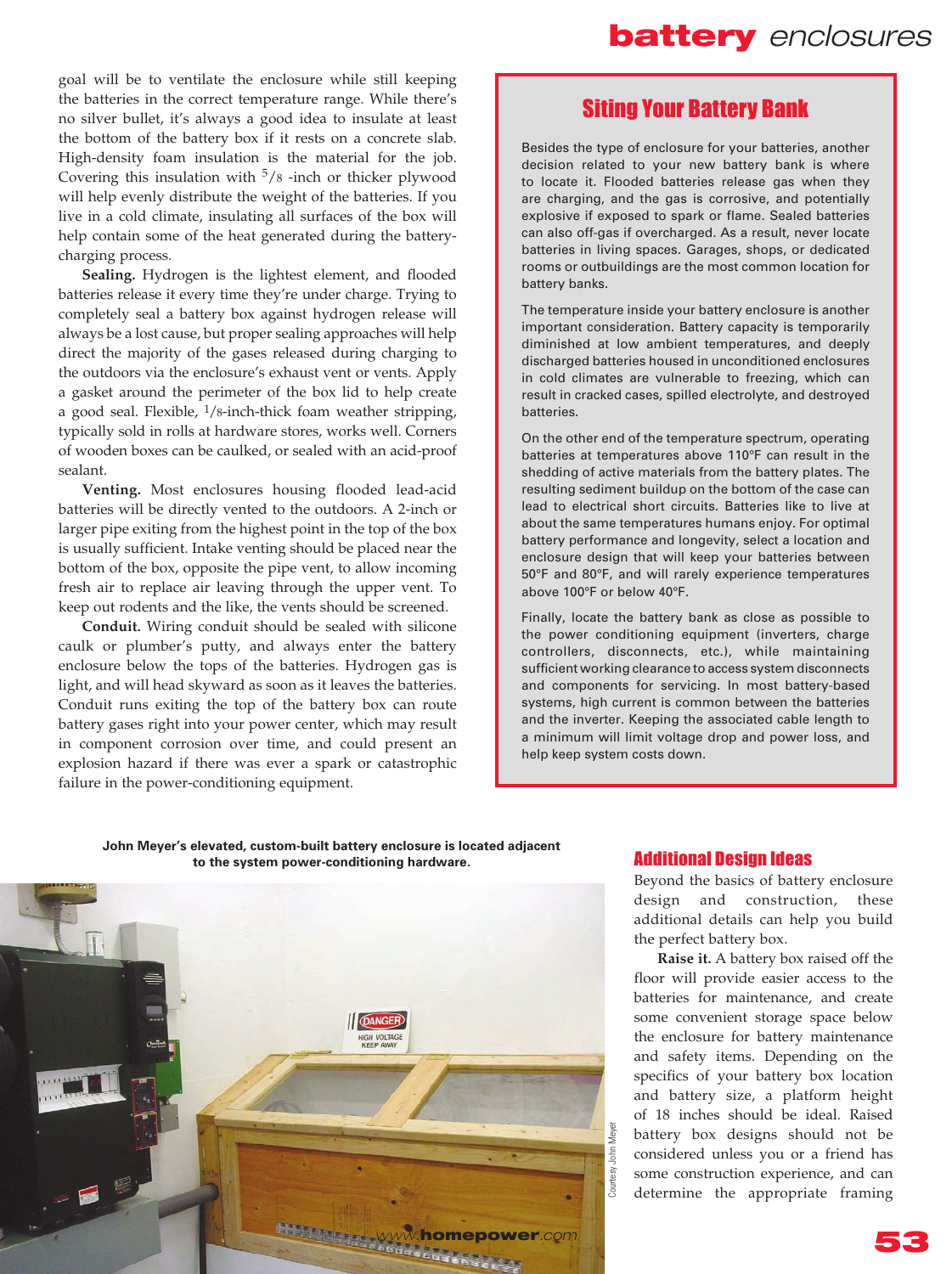goal will be to ventilate the enclosure while still keeping the batteries in the correct temperature range. While there's no silver bullet, it's always a good idea to insulate at least the bottom of the battery box if it rests on a concrete slab. High-density foam insulation is the material for the job. Covering this insulation with 5/8 -inch or thicker plywood will help evenly distribute the weight of the batteries. If you live in a cold climate, insulating all surfaces of the box will help contain some of the heat generated during the battery-charging process.

**Sealing.** Hydrogen is the lightest element, and flooded batteries release it every time they're under charge. Trying to completely seal a battery box against hydrogen release will always be a lost cause, but proper sealing approaches will help direct the majority of the gases released during charging to the outdoors via the enclosure's exhaust vent or vents. Apply a gasket around the perimeter of the box lid to help create a good seal. Flexible, 1/8-inch-thick foam weather stripping, typically sold in rolls at hardware stores, works well. Corners of wooden boxes can be caulked, or sealed with an acid-proof sealant.

**Venting.** Most enclosures housing flooded lead-acid batteries will be directly vented to the outdoors. A 2-inch or larger pipe exiting from the highest point in the top of the box is usually sufficient. Intake venting should be placed near the bottom of the box, opposite the pipe vent, to allow incoming fresh air to replace air leaving through the upper vent. To keep out rodents and the like, the vents should be screened.

**Conduit.** Wiring conduit should be sealed with silicone caulk or plumber's putty, and always enter the battery enclosure below the tops of the batteries. Hydrogen gas is light, and will head skyward as soon as it leaves the batteries. Conduit runs exiting the top of the battery box can route battery gases right into your power center, which may result in component corrosion over time, and could present an explosion hazard if there was ever a spark or catastrophic failure in the power-conditioning equipment.

## Siting Your Battery Bank

Besides the type of enclosure for your batteries, another decision related to your new battery bank is where to locate it. Flooded batteries release gas when they are charging, and the gas is corrosive, and potentially explosive if exposed to spark or flame. Sealed batteries can also off-gas if overcharged. As a result, never locate batteries in living spaces. Garages, shops, or dedicated rooms or outbuildings are the most common location for battery banks.

The temperature inside your battery enclosure is another important consideration. Battery capacity is temporarily diminished at low ambient temperatures, and deeply discharged batteries housed in unconditioned enclosures in cold climates are vulnerable to freezing, which can result in cracked cases, spilled electrolyte, and destroyed batteries.

On the other end of the temperature spectrum, operating batteries at temperatures above 110°F can result in the shedding of active materials from the battery plates. The resulting sediment buildup on the bottom of the case can lead to electrical short circuits. Batteries like to live at about the same temperatures humans enjoy. For optimal battery performance and longevity, select a location and enclosure design that will keep your batteries between 50°F and 80°F, and will rarely experience temperatures above 100°F or below 40°F.

Finally, locate the battery bank as close as possible to the power conditioning equipment (inverters, charge controllers, disconnects, etc.), while maintaining sufficient working clearance to access system disconnects and components for servicing. In most battery-based systems, high current is common between the batteries and the inverter. Keeping the associated cable length to a minimum will limit voltage drop and power loss, and help keep system costs down.

**John Meyer's elevated, custom-built battery enclosure is located adjacent to the system power-conditioning hardware.**

Courtesy John Meyer

## Additional Design Ideas

Beyond the basics of battery enclosure design and construction, these additional details can help you build the perfect battery box.

**Raise it.** A battery box raised off the floor will provide easier access to the batteries for maintenance, and create some convenient storage space below the enclosure for battery maintenance and safety items. Depending on the specifics of your battery box location and battery size, a platform height of 18 inches should be ideal. Raised battery box designs should not be considered unless you or a friend has some construction experience, and can determine the appropriate framing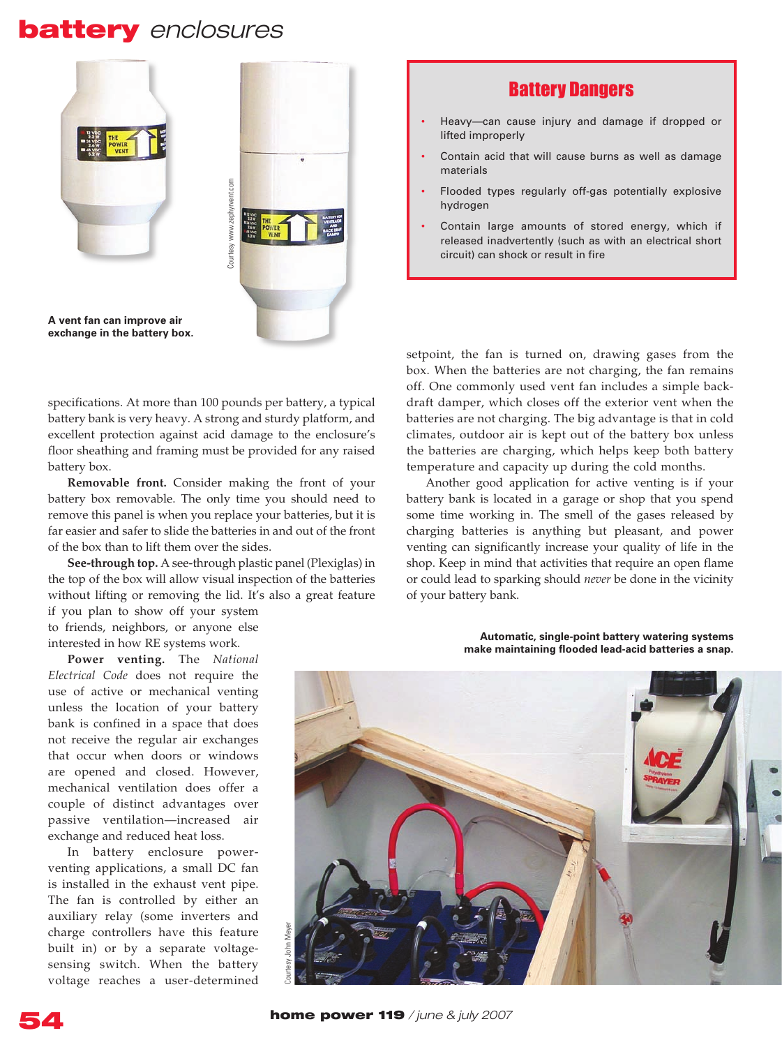## Battery Dangers

- Heavy—can cause injury and damage if dropped or lifted improperly
- Contain acid that will cause burns as well as damage materials
- Flooded types regularly off-gas potentially explosive hydrogen
- Contain large amounts of stored energy, which if released inadvertently (such as with an electrical short circuit) can shock or result in fire

A vent fan can improve air exchange in the battery box.

Courtesy www.zephyrvent.com

specifications. At more than 100 pounds per battery, a typical battery bank is very heavy. A strong and sturdy platform, and excellent protection against acid damage to the enclosure's floor sheathing and framing must be provided for any raised battery box.

**Removable front.** Consider making the front of your battery box removable. The only time you should need to remove this panel is when you replace your batteries, but it is far easier and safer to slide the batteries in and out of the front of the box than to lift them over the sides.

**See-through top.** A see-through plastic panel (Plexiglas) in the top of the box will allow visual inspection of the batteries without lifting or removing the lid. It's also a great feature if you plan to show off your system to friends, neighbors, or anyone else interested in how RE systems work.

**Power venting.** The *National Electrical Code* does not require the use of active or mechanical venting unless the location of your battery bank is confined in a space that does not receive the regular air exchanges that occur when doors or windows are opened and closed. However, mechanical ventilation does offer a couple of distinct advantages over passive ventilation—increased air exchange and reduced heat loss.

In battery enclosure power-venting applications, a small DC fan is installed in the exhaust vent pipe. The fan is controlled by either an auxiliary relay (some inverters and charge controllers have this feature built in) or by a separate voltage-sensing switch. When the battery voltage reaches a user-determined setpoint, the fan is turned on, drawing gases from the box. When the batteries are not charging, the fan remains off. One commonly used vent fan includes a simple back-draft damper, which closes off the exterior vent when the batteries are not charging. The big advantage is that in cold climates, outdoor air is kept out of the battery box unless the batteries are charging, which helps keep both battery temperature and capacity up during the cold months.

Another good application for active venting is if your battery bank is located in a garage or shop that you spend some time working in. The smell of the gases released by charging batteries is anything but pleasant, and power venting can significantly increase your quality of life in the shop. Keep in mind that activities that require an open flame or could lead to sparking should *never* be done in the vicinity of your battery bank.

Automatic, single-point battery watering systems make maintaining flooded lead-acid batteries a snap.

Courtesy John Meyer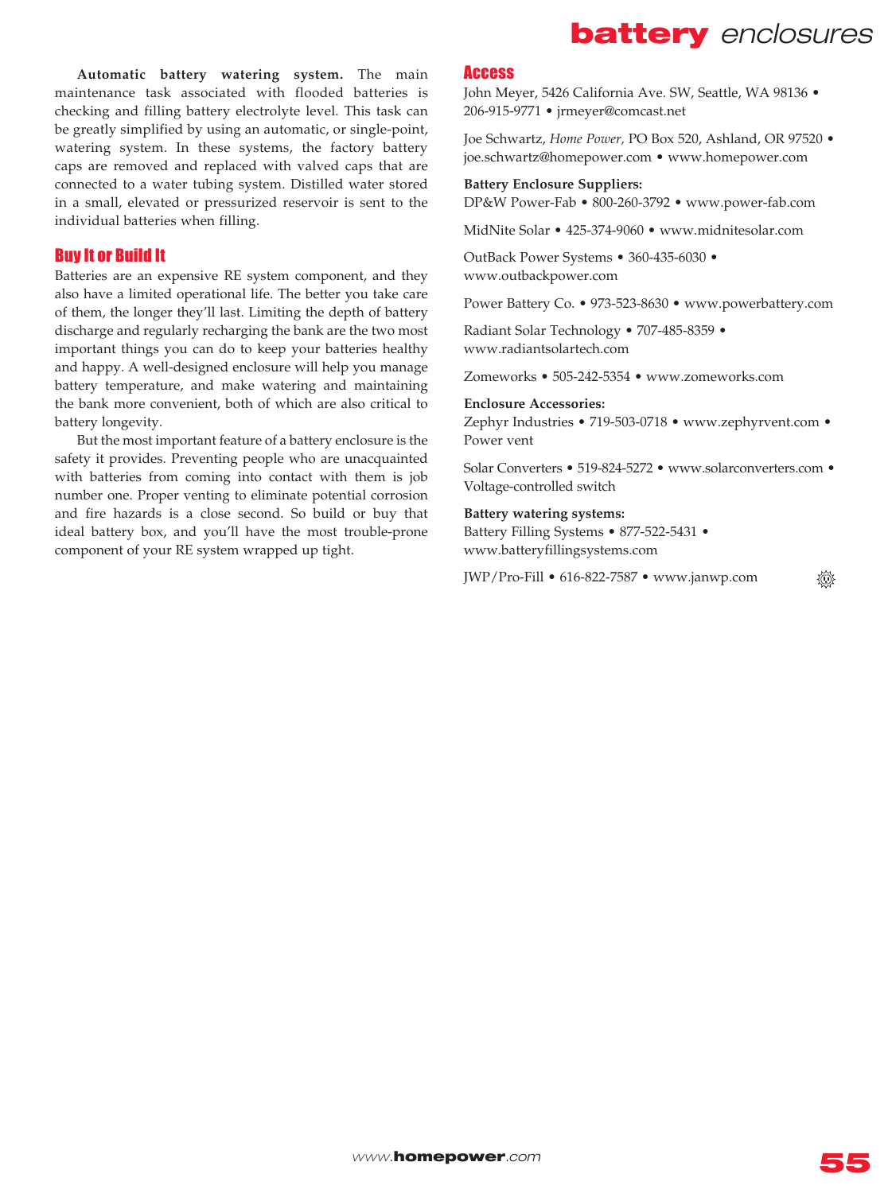**Automatic battery watering system.** The main maintenance task associated with flooded batteries is checking and filling battery electrolyte level. This task can be greatly simplified by using an automatic, or single-point, watering system. In these systems, the factory battery caps are removed and replaced with valved caps that are connected to a water tubing system. Distilled water stored in a small, elevated or pressurized reservoir is sent to the individual batteries when filling.

## Buy It or Build It

Batteries are an expensive RE system component, and they also have a limited operational life. The better you take care of them, the longer they'll last. Limiting the depth of battery discharge and regularly recharging the bank are the two most important things you can do to keep your batteries healthy and happy. A well-designed enclosure will help you manage battery temperature, and make watering and maintaining the bank more convenient, both of which are also critical to battery longevity.

But the most important feature of a battery enclosure is the safety it provides. Preventing people who are unacquainted with batteries from coming into contact with them is job number one. Proper venting to eliminate potential corrosion and fire hazards is a close second. So build or buy that ideal battery box, and you'll have the most trouble-prone component of your RE system wrapped up tight.

## Access

John Meyer, 5426 California Ave. SW, Seattle, WA 98136 • 206-915-9771 • jrmeyer@comcast.net

Joe Schwartz, *Home Power*, PO Box 520, Ashland, OR 97520 • joe.schwartz@homepower.com • www.homepower.com

**Battery Enclosure Suppliers:**

DP&W Power-Fab • 800-260-3792 • www.power-fab.com

MidNite Solar • 425-374-9060 • www.midnitesolar.com

OutBack Power Systems • 360-435-6030 • www.outbackpower.com

Power Battery Co. • 973-523-8630 • www.powerbattery.com

Radiant Solar Technology • 707-485-8359 • www.radiantsolartech.com

Zomeworks • 505-242-5354 • www.zomeworks.com

**Enclosure Accessories:**

Zephyr Industries • 719-503-0718 • www.zephyrvent.com • Power vent

Solar Converters • 519-824-5272 • www.solarconverters.com • Voltage-controlled switch

**Battery watering systems:**

Battery Filling Systems • 877-522-5431 • www.batteryfillingsystems.com

JWP/Pro-Fill • 616-822-7587 • www.janwp.com